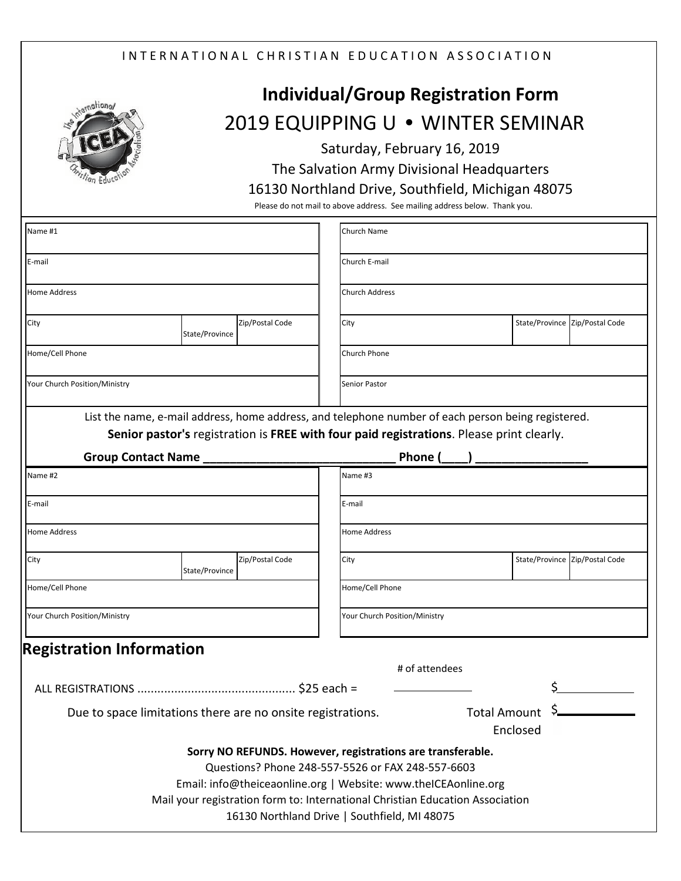INTERNATIONAL CHRISTIAN EDUCATION ASSOCIATION

# Individual/Group Registration Form

## 2019 EQUIPPING U • WINTER SEMINAR

Saturday, February 16, 2019

The Salvation Army Divisional Headquarters

16130 Northland Drive, Southfield, Michigan 48075

Please do not mail to above address. See mailing address below. Thank you.

| Name #1 | | | Church Name | | |
|---|---|---|---|---|---|
| E-mail | | | Church E-mail | | |
| Home Address | | | Church Address | | |
| City | State/Province | Zip/Postal Code | City | State/Province | Zip/Postal Code |
| Home/Cell Phone | | | Church Phone | | |
| Your Church Position/Ministry | | | Senior Pastor | | |

List the name, e-mail address, home address, and telephone number of each person being registered. **Senior pastor's** registration is **FREE with four paid registrations**. Please print clearly.

**Group Contact Name _____________________________ Phone (____) _________________**

| Name #2 | | | Name #3 | | |
|---|---|---|---|---|---|
| E-mail | | | E-mail | | |
| Home Address | | | Home Address | | |
| City | State/Province | Zip/Postal Code | City | State/Province | Zip/Postal Code |
| Home/Cell Phone | | | Home/Cell Phone | | |
| Your Church Position/Ministry | | | Your Church Position/Ministry | | |

## Registration Information

| | # of attendees | |
|---|---|---|
| ALL REGISTRATIONS .............................................. $25 each = | ____________ | $____________ |
| Due to space limitations there are no onsite registrations. | Total Amount Enclosed | $____________ |

**Sorry NO REFUNDS. However, registrations are transferable.**

Questions? Phone 248-557-5526 or FAX 248-557-6603

Email: info@theiceaonline.org | Website: www.theICEAonline.org

Mail your registration form to: International Christian Education Association

16130 Northland Drive | Southfield, MI 48075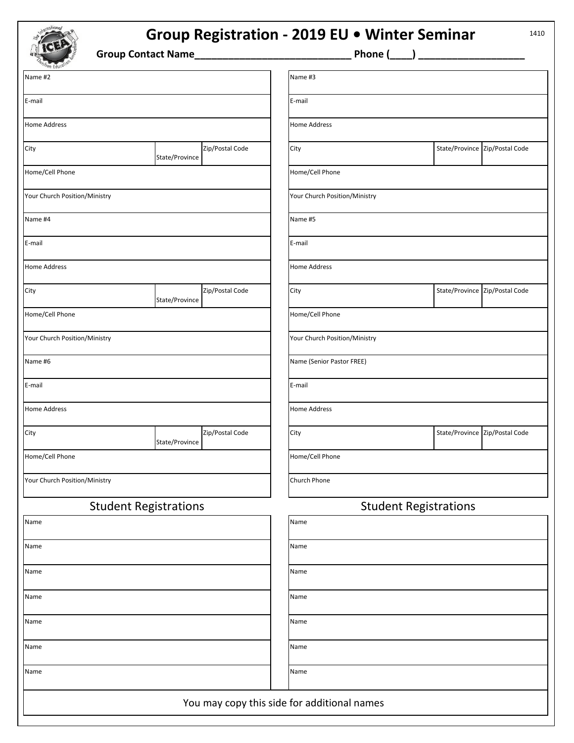# Group Registration - 2019 EU • Winter Seminar

1410

**Group Contact Name\_\_\_\_\_\_\_\_\_\_\_\_\_\_\_\_\_\_\_\_\_\_\_\_\_\_\_\_ Phone (\_\_\_\_) \_\_\_\_\_\_\_\_\_\_\_\_\_\_\_\_\_\_\_\_**

| | | |
|---|---|---|
| Name #2 | | |
| E-mail | | |
| Home Address | | |
| City | State/Province | Zip/Postal Code |
| Home/Cell Phone | | |
| Your Church Position/Ministry | | |

| | | |
|---|---|---|
| Name #3 | | |
| E-mail | | |
| Home Address | | |
| City | State/Province | Zip/Postal Code |
| Home/Cell Phone | | |
| Your Church Position/Ministry | | |

| | | |
|---|---|---|
| Name #4 | | |
| E-mail | | |
| Home Address | | |
| City | State/Province | Zip/Postal Code |
| Home/Cell Phone | | |
| Your Church Position/Ministry | | |

| | | |
|---|---|---|
| Name #5 | | |
| E-mail | | |
| Home Address | | |
| City | State/Province | Zip/Postal Code |
| Home/Cell Phone | | |
| Your Church Position/Ministry | | |

| | | |
|---|---|---|
| Name #6 | | |
| E-mail | | |
| Home Address | | |
| City | State/Province | Zip/Postal Code |
| Home/Cell Phone | | |
| Your Church Position/Ministry | | |

| | | |
|---|---|---|
| Name (Senior Pastor FREE) | | |
| E-mail | | |
| Home Address | | |
| City | State/Province | Zip/Postal Code |
| Home/Cell Phone | | |
| Church Phone | | |

## Student Registrations

| |
|---|
| Name |
| Name |
| Name |
| Name |
| Name |
| Name |
| Name |

## Student Registrations

| |
|---|
| Name |
| Name |
| Name |
| Name |
| Name |
| Name |
| Name |

You may copy this side for additional names